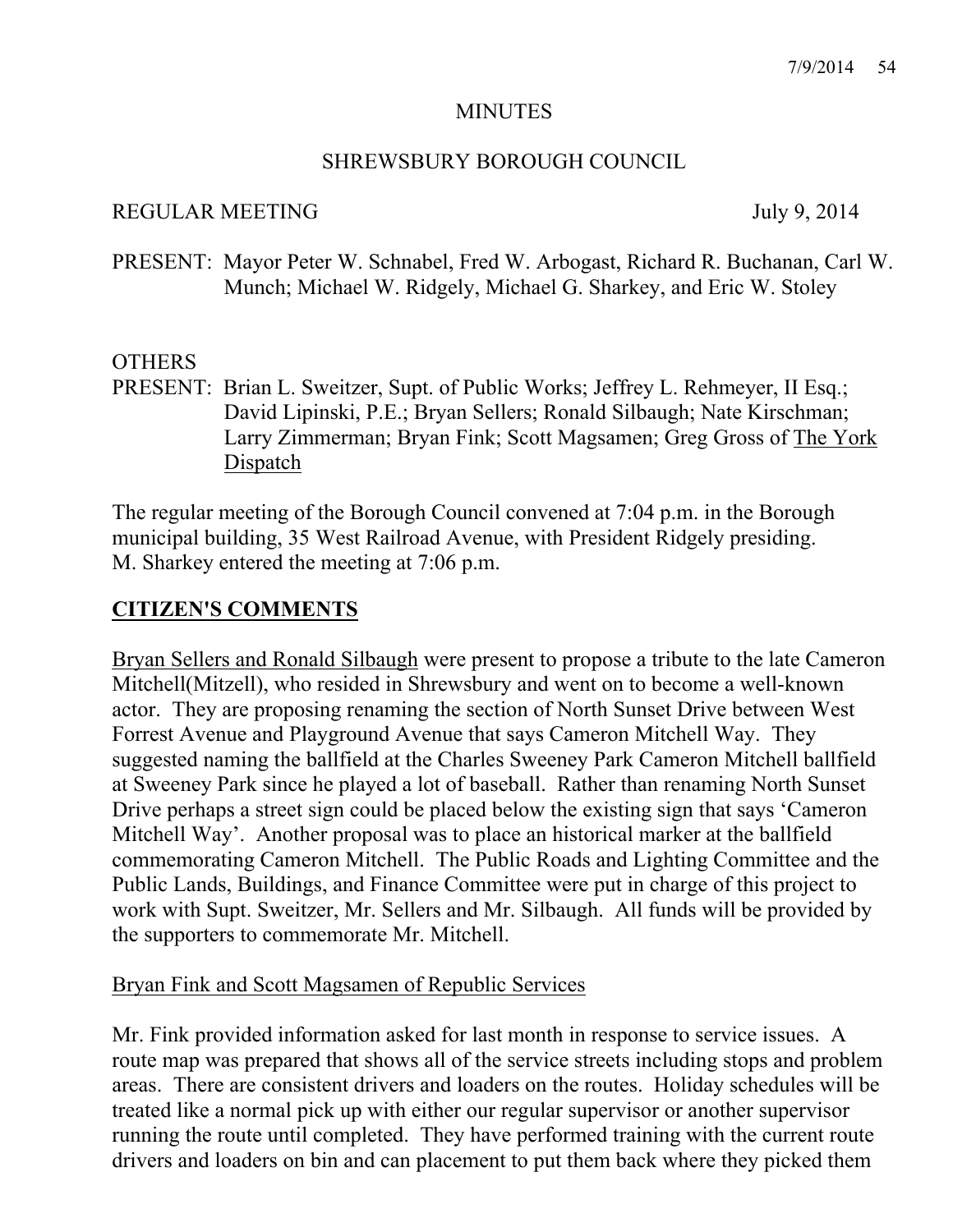# MINUTES

## SHREWSBURY BOROUGH COUNCIL

REGULAR MEETING July 9, 2014

PRESENT: Mayor Peter W. Schnabel, Fred W. Arbogast, Richard R. Buchanan, Carl W. Munch; Michael W. Ridgely, Michael G. Sharkey, and Eric W. Stoley

OTHERS PRESENT: Brian L. Sweitzer, Supt. of Public Works; Jeffrey L. Rehmeyer, II Esq.; David Lipinski, P.E.; Bryan Sellers; Ronald Silbaugh; Nate Kirschman; Larry Zimmerman; Bryan Fink; Scott Magsamen; Greg Gross of The York Dispatch

The regular meeting of the Borough Council convened at 7:04 p.m. in the Borough municipal building, 35 West Railroad Avenue, with President Ridgely presiding. M. Sharkey entered the meeting at 7:06 p.m.

## CITIZEN'S COMMENTS

Bryan Sellers and Ronald Silbaugh were present to propose a tribute to the late Cameron Mitchell(Mitzell), who resided in Shrewsbury and went on to become a well-known actor. They are proposing renaming the section of North Sunset Drive between West Forrest Avenue and Playground Avenue that says Cameron Mitchell Way. They suggested naming the ballfield at the Charles Sweeney Park Cameron Mitchell ballfield at Sweeney Park since he played a lot of baseball. Rather than renaming North Sunset Drive perhaps a street sign could be placed below the existing sign that says 'Cameron Mitchell Way'. Another proposal was to place an historical marker at the ballfield commemorating Cameron Mitchell. The Public Roads and Lighting Committee and the Public Lands, Buildings, and Finance Committee were put in charge of this project to work with Supt. Sweitzer, Mr. Sellers and Mr. Silbaugh. All funds will be provided by the supporters to commemorate Mr. Mitchell.

Bryan Fink and Scott Magsamen of Republic Services

Mr. Fink provided information asked for last month in response to service issues. A route map was prepared that shows all of the service streets including stops and problem areas. There are consistent drivers and loaders on the routes. Holiday schedules will be treated like a normal pick up with either our regular supervisor or another supervisor running the route until completed. They have performed training with the current route drivers and loaders on bin and can placement to put them back where they picked them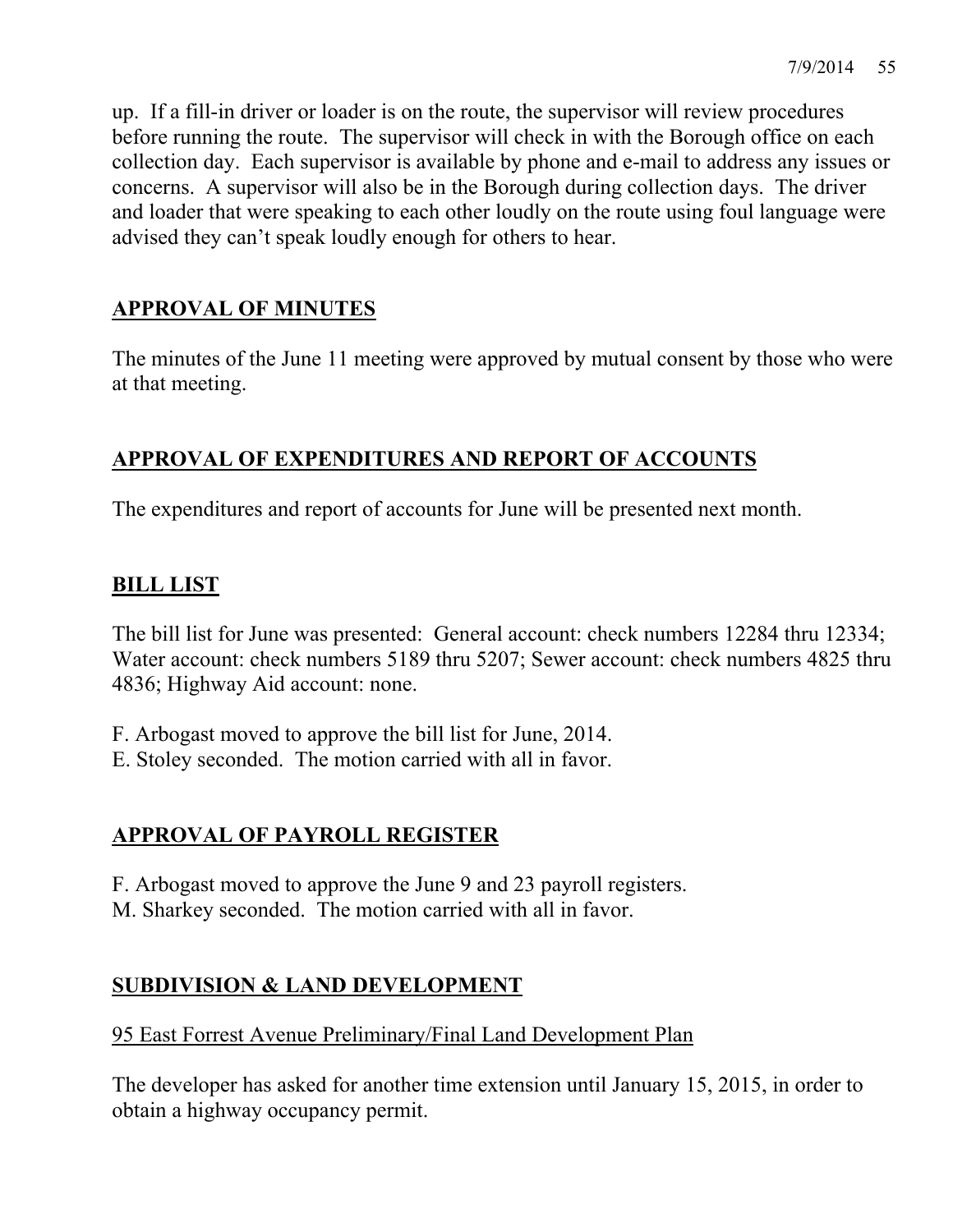up. If a fill-in driver or loader is on the route, the supervisor will review procedures before running the route. The supervisor will check in with the Borough office on each collection day. Each supervisor is available by phone and e-mail to address any issues or concerns. A supervisor will also be in the Borough during collection days. The driver and loader that were speaking to each other loudly on the route using foul language were advised they can't speak loudly enough for others to hear.

## APPROVAL OF MINUTES

The minutes of the June 11 meeting were approved by mutual consent by those who were at that meeting.

## APPROVAL OF EXPENDITURES AND REPORT OF ACCOUNTS

The expenditures and report of accounts for June will be presented next month.

## BILL LIST

The bill list for June was presented: General account: check numbers 12284 thru 12334; Water account: check numbers 5189 thru 5207; Sewer account: check numbers 4825 thru 4836; Highway Aid account: none.

F. Arbogast moved to approve the bill list for June, 2014.
E. Stoley seconded. The motion carried with all in favor.

## APPROVAL OF PAYROLL REGISTER

F. Arbogast moved to approve the June 9 and 23 payroll registers.
M. Sharkey seconded. The motion carried with all in favor.

## SUBDIVISION & LAND DEVELOPMENT

### 95 East Forrest Avenue Preliminary/Final Land Development Plan

The developer has asked for another time extension until January 15, 2015, in order to obtain a highway occupancy permit.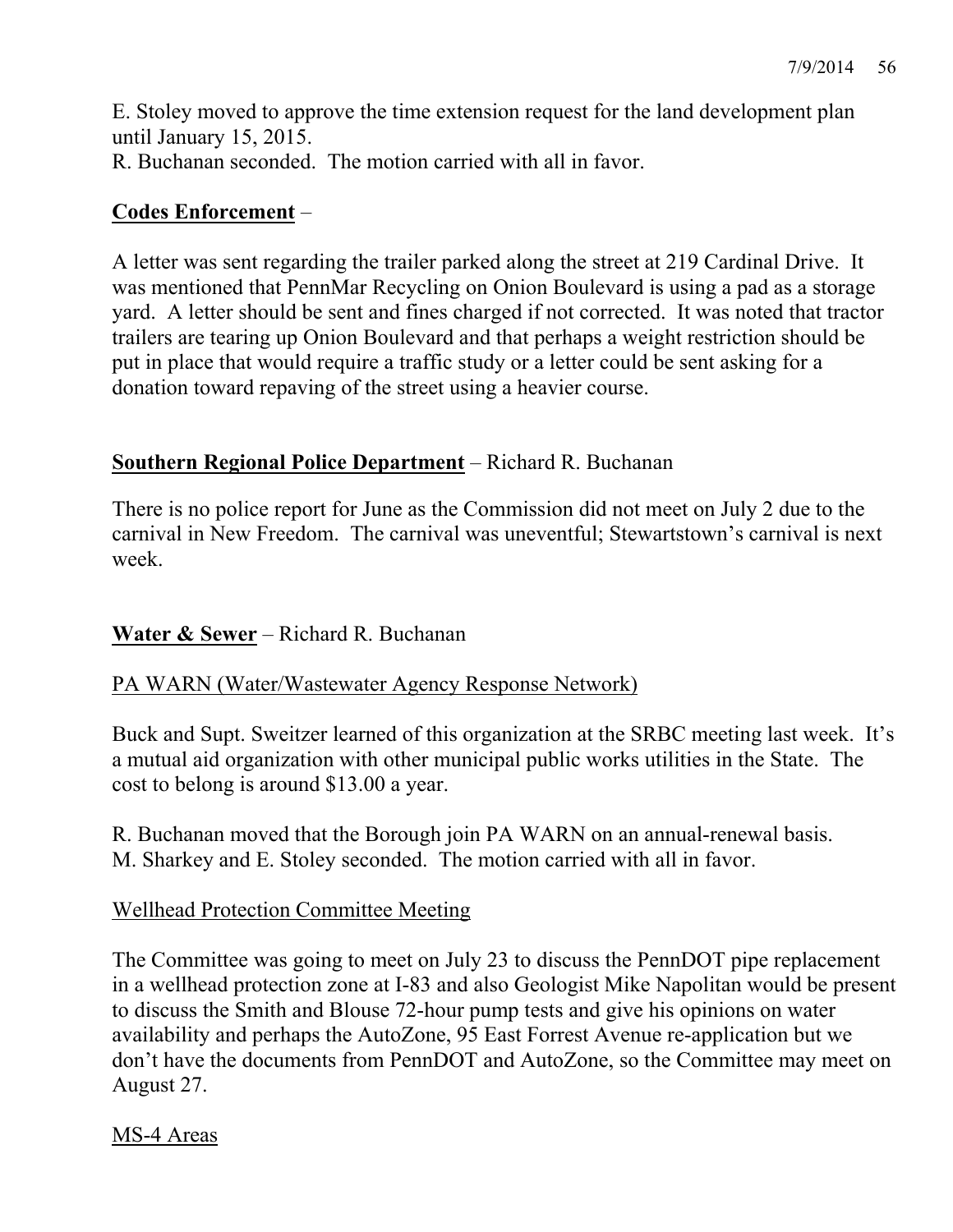E. Stoley moved to approve the time extension request for the land development plan until January 15, 2015.
R. Buchanan seconded. The motion carried with all in favor.

**Codes Enforcement** –

A letter was sent regarding the trailer parked along the street at 219 Cardinal Drive. It was mentioned that PennMar Recycling on Onion Boulevard is using a pad as a storage yard. A letter should be sent and fines charged if not corrected. It was noted that tractor trailers are tearing up Onion Boulevard and that perhaps a weight restriction should be put in place that would require a traffic study or a letter could be sent asking for a donation toward repaving of the street using a heavier course.

**Southern Regional Police Department** – Richard R. Buchanan

There is no police report for June as the Commission did not meet on July 2 due to the carnival in New Freedom. The carnival was uneventful; Stewartstown's carnival is next week.

**Water & Sewer** – Richard R. Buchanan

PA WARN (Water/Wastewater Agency Response Network)

Buck and Supt. Sweitzer learned of this organization at the SRBC meeting last week. It's a mutual aid organization with other municipal public works utilities in the State. The cost to belong is around $13.00 a year.

R. Buchanan moved that the Borough join PA WARN on an annual-renewal basis.
M. Sharkey and E. Stoley seconded. The motion carried with all in favor.

Wellhead Protection Committee Meeting

The Committee was going to meet on July 23 to discuss the PennDOT pipe replacement in a wellhead protection zone at I-83 and also Geologist Mike Napolitan would be present to discuss the Smith and Blouse 72-hour pump tests and give his opinions on water availability and perhaps the AutoZone, 95 East Forrest Avenue re-application but we don't have the documents from PennDOT and AutoZone, so the Committee may meet on August 27.

MS-4 Areas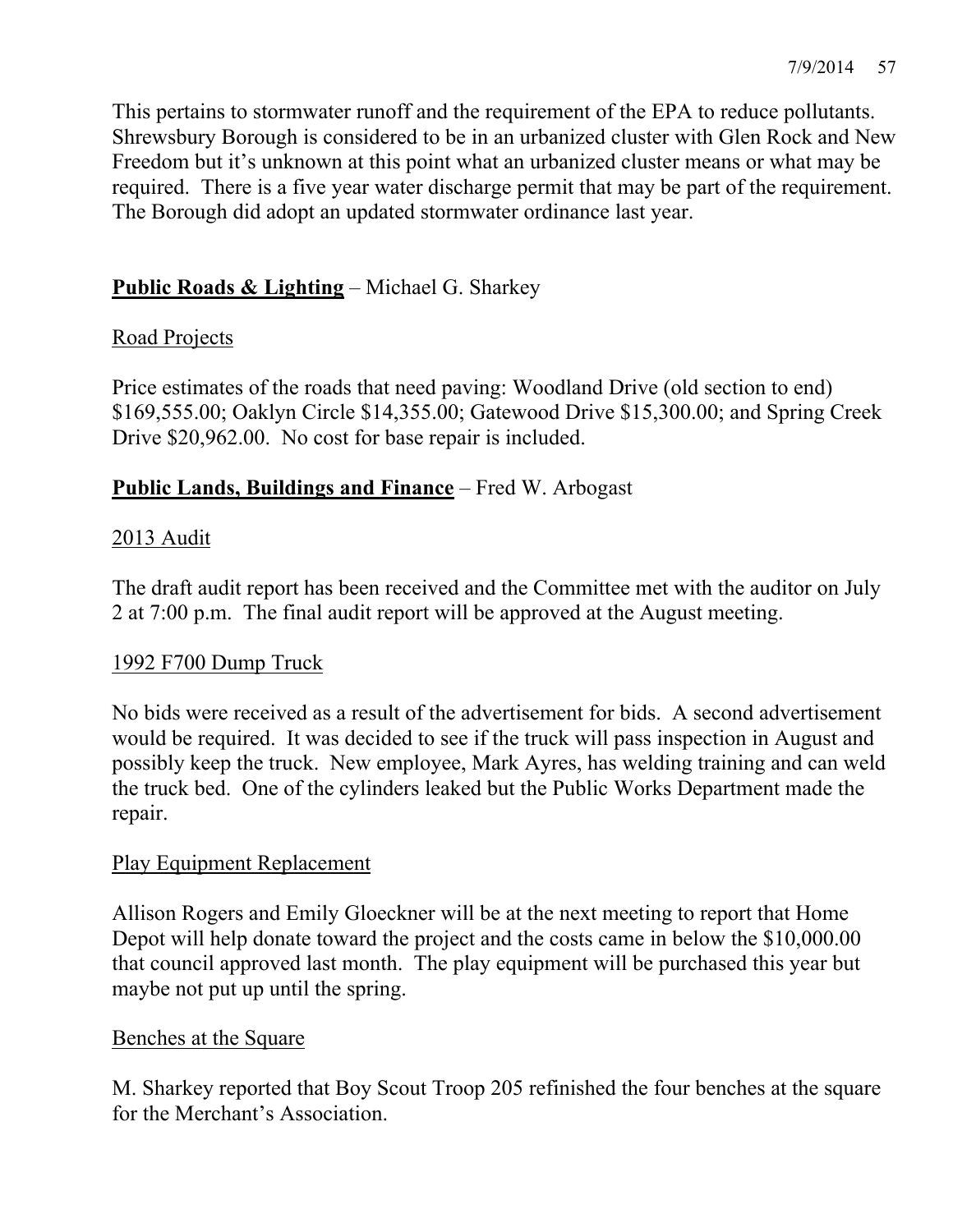This pertains to stormwater runoff and the requirement of the EPA to reduce pollutants. Shrewsbury Borough is considered to be in an urbanized cluster with Glen Rock and New Freedom but it's unknown at this point what an urbanized cluster means or what may be required. There is a five year water discharge permit that may be part of the requirement. The Borough did adopt an updated stormwater ordinance last year.

**Public Roads & Lighting** – Michael G. Sharkey

Road Projects

Price estimates of the roads that need paving: Woodland Drive (old section to end) $169,555.00; Oaklyn Circle $14,355.00; Gatewood Drive $15,300.00; and Spring Creek Drive $20,962.00. No cost for base repair is included.

**Public Lands, Buildings and Finance** – Fred W. Arbogast

2013 Audit

The draft audit report has been received and the Committee met with the auditor on July 2 at 7:00 p.m. The final audit report will be approved at the August meeting.

1992 F700 Dump Truck

No bids were received as a result of the advertisement for bids. A second advertisement would be required. It was decided to see if the truck will pass inspection in August and possibly keep the truck. New employee, Mark Ayres, has welding training and can weld the truck bed. One of the cylinders leaked but the Public Works Department made the repair.

Play Equipment Replacement

Allison Rogers and Emily Gloeckner will be at the next meeting to report that Home Depot will help donate toward the project and the costs came in below the $10,000.00 that council approved last month. The play equipment will be purchased this year but maybe not put up until the spring.

Benches at the Square

M. Sharkey reported that Boy Scout Troop 205 refinished the four benches at the square for the Merchant's Association.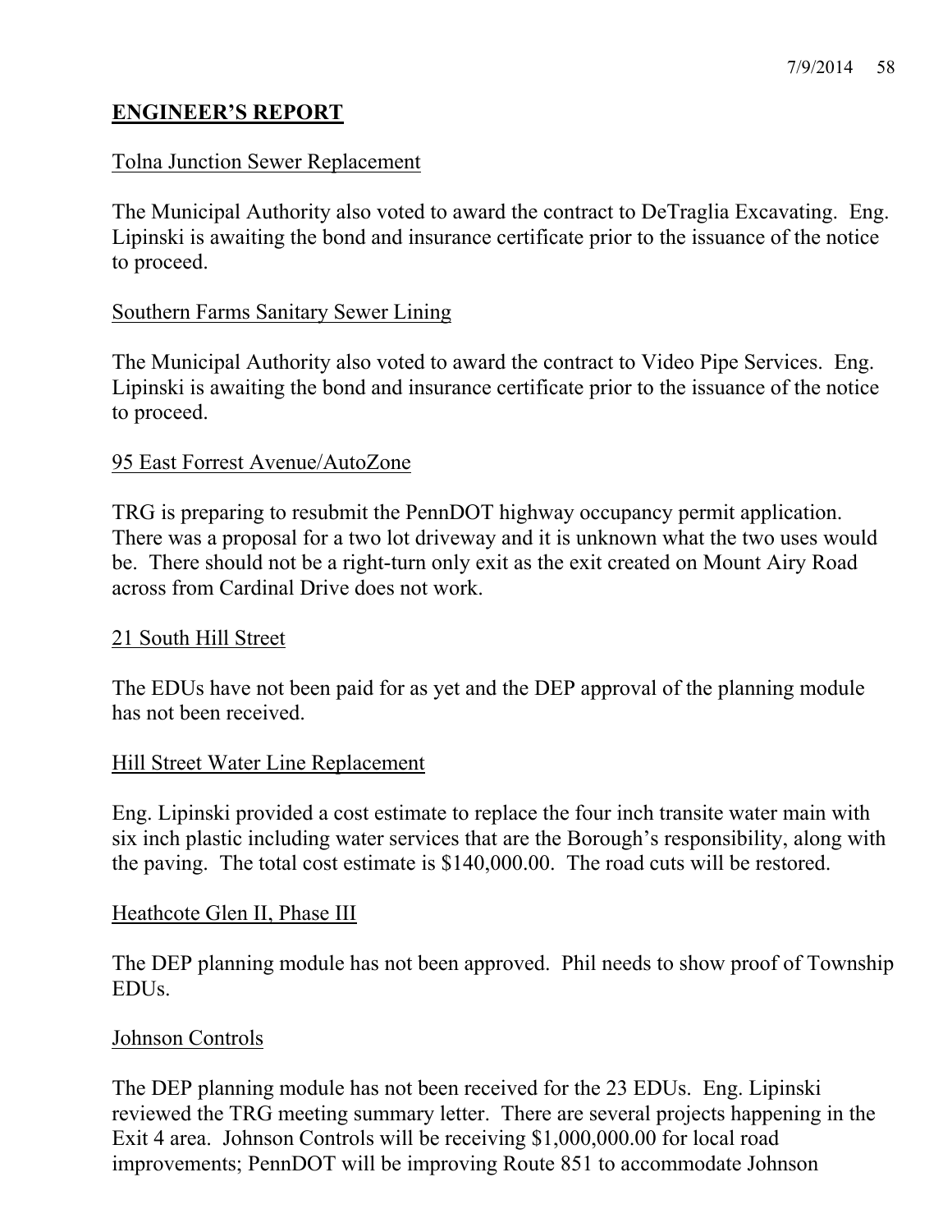## ENGINEER'S REPORT

Tolna Junction Sewer Replacement

The Municipal Authority also voted to award the contract to DeTraglia Excavating. Eng. Lipinski is awaiting the bond and insurance certificate prior to the issuance of the notice to proceed.

Southern Farms Sanitary Sewer Lining

The Municipal Authority also voted to award the contract to Video Pipe Services. Eng. Lipinski is awaiting the bond and insurance certificate prior to the issuance of the notice to proceed.

95 East Forrest Avenue/AutoZone

TRG is preparing to resubmit the PennDOT highway occupancy permit application. There was a proposal for a two lot driveway and it is unknown what the two uses would be. There should not be a right-turn only exit as the exit created on Mount Airy Road across from Cardinal Drive does not work.

21 South Hill Street

The EDUs have not been paid for as yet and the DEP approval of the planning module has not been received.

Hill Street Water Line Replacement

Eng. Lipinski provided a cost estimate to replace the four inch transite water main with six inch plastic including water services that are the Borough's responsibility, along with the paving. The total cost estimate is $140,000.00. The road cuts will be restored.

Heathcote Glen II, Phase III

The DEP planning module has not been approved. Phil needs to show proof of Township EDUs.

Johnson Controls

The DEP planning module has not been received for the 23 EDUs. Eng. Lipinski reviewed the TRG meeting summary letter. There are several projects happening in the Exit 4 area. Johnson Controls will be receiving $1,000,000.00 for local road improvements; PennDOT will be improving Route 851 to accommodate Johnson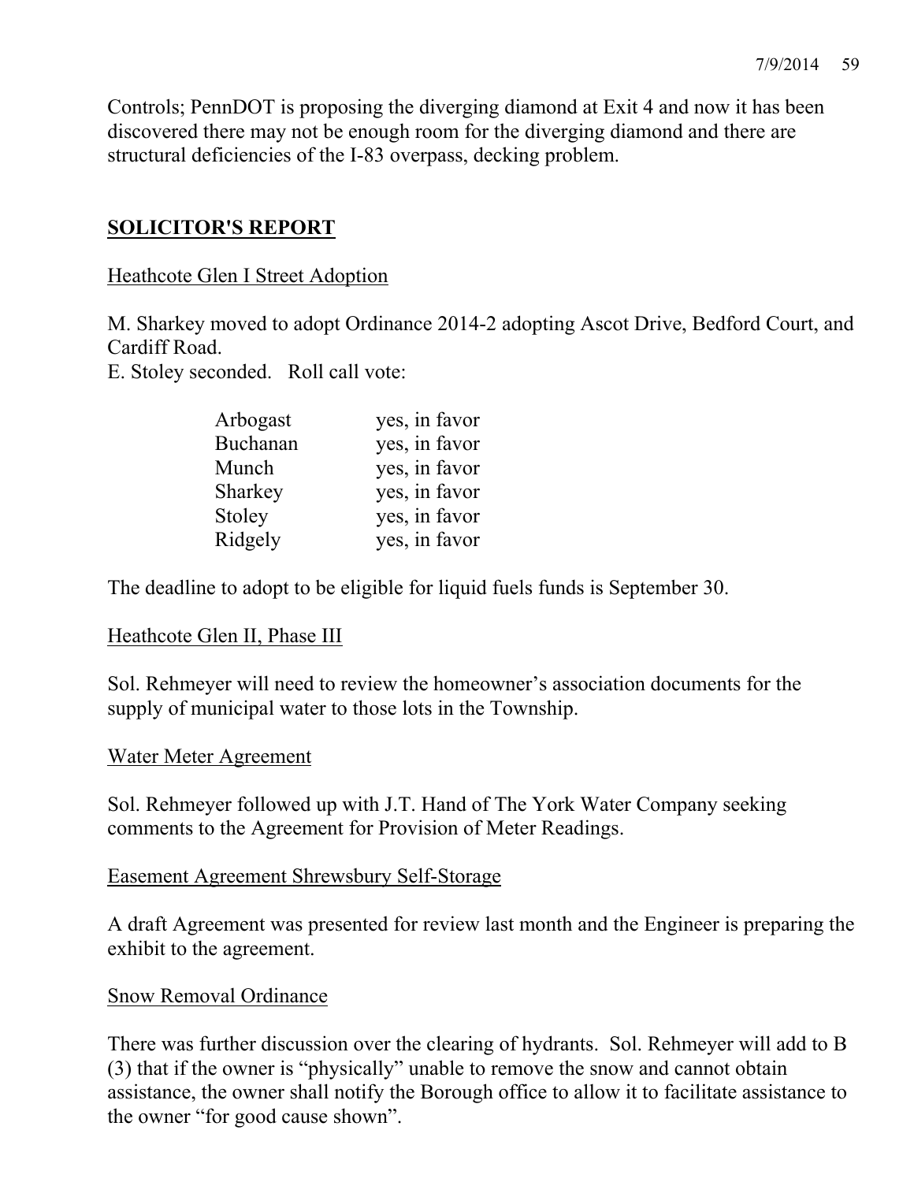Controls; PennDOT is proposing the diverging diamond at Exit 4 and now it has been discovered there may not be enough room for the diverging diamond and there are structural deficiencies of the I-83 overpass, decking problem.

## SOLICITOR'S REPORT

Heathcote Glen I Street Adoption

M. Sharkey moved to adopt Ordinance 2014-2 adopting Ascot Drive, Bedford Court, and Cardiff Road.
E. Stoley seconded. Roll call vote:

| | |
|---|---|
| Arbogast | yes, in favor |
| Buchanan | yes, in favor |
| Munch | yes, in favor |
| Sharkey | yes, in favor |
| Stoley | yes, in favor |
| Ridgely | yes, in favor |

The deadline to adopt to be eligible for liquid fuels funds is September 30.

Heathcote Glen II, Phase III

Sol. Rehmeyer will need to review the homeowner's association documents for the supply of municipal water to those lots in the Township.

Water Meter Agreement

Sol. Rehmeyer followed up with J.T. Hand of The York Water Company seeking comments to the Agreement for Provision of Meter Readings.

Easement Agreement Shrewsbury Self-Storage

A draft Agreement was presented for review last month and the Engineer is preparing the exhibit to the agreement.

Snow Removal Ordinance

There was further discussion over the clearing of hydrants. Sol. Rehmeyer will add to B (3) that if the owner is "physically" unable to remove the snow and cannot obtain assistance, the owner shall notify the Borough office to allow it to facilitate assistance to the owner "for good cause shown".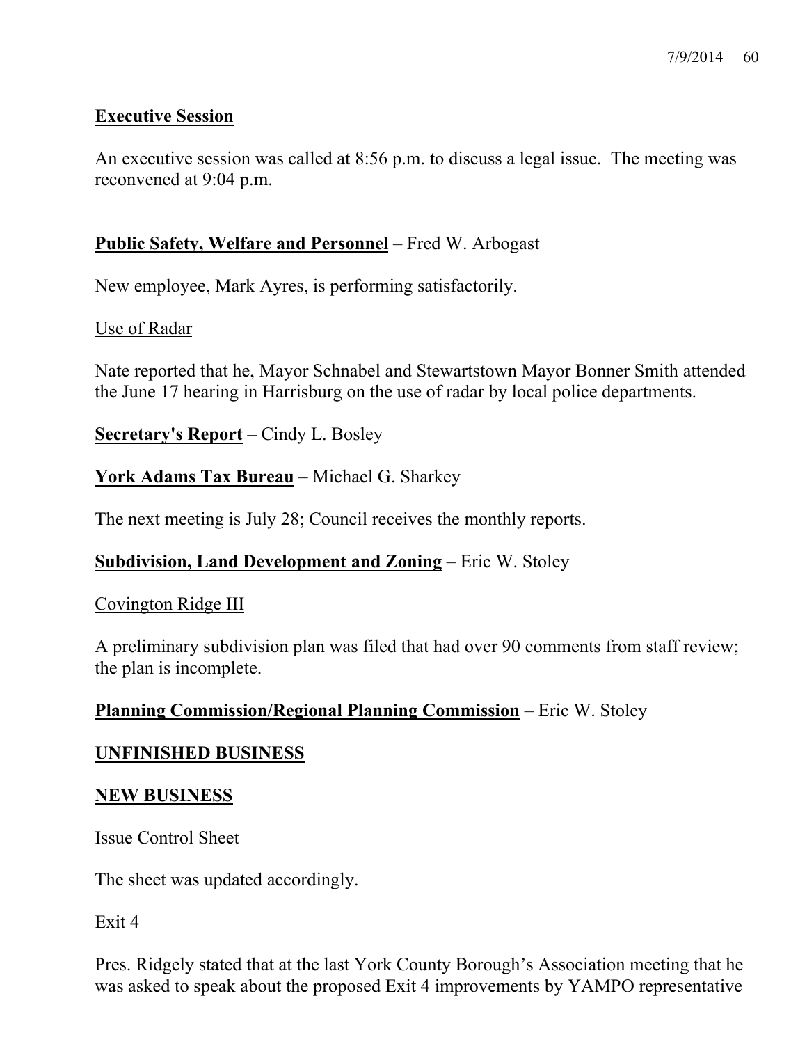**Executive Session**

An executive session was called at 8:56 p.m. to discuss a legal issue. The meeting was reconvened at 9:04 p.m.

**Public Safety, Welfare and Personnel** – Fred W. Arbogast

New employee, Mark Ayres, is performing satisfactorily.

Use of Radar

Nate reported that he, Mayor Schnabel and Stewartstown Mayor Bonner Smith attended the June 17 hearing in Harrisburg on the use of radar by local police departments.

**Secretary's Report** – Cindy L. Bosley

**York Adams Tax Bureau** – Michael G. Sharkey

The next meeting is July 28; Council receives the monthly reports.

**Subdivision, Land Development and Zoning** – Eric W. Stoley

Covington Ridge III

A preliminary subdivision plan was filed that had over 90 comments from staff review; the plan is incomplete.

**Planning Commission/Regional Planning Commission** – Eric W. Stoley

**UNFINISHED BUSINESS**

**NEW BUSINESS**

Issue Control Sheet

The sheet was updated accordingly.

Exit 4

Pres. Ridgely stated that at the last York County Borough's Association meeting that he was asked to speak about the proposed Exit 4 improvements by YAMPO representative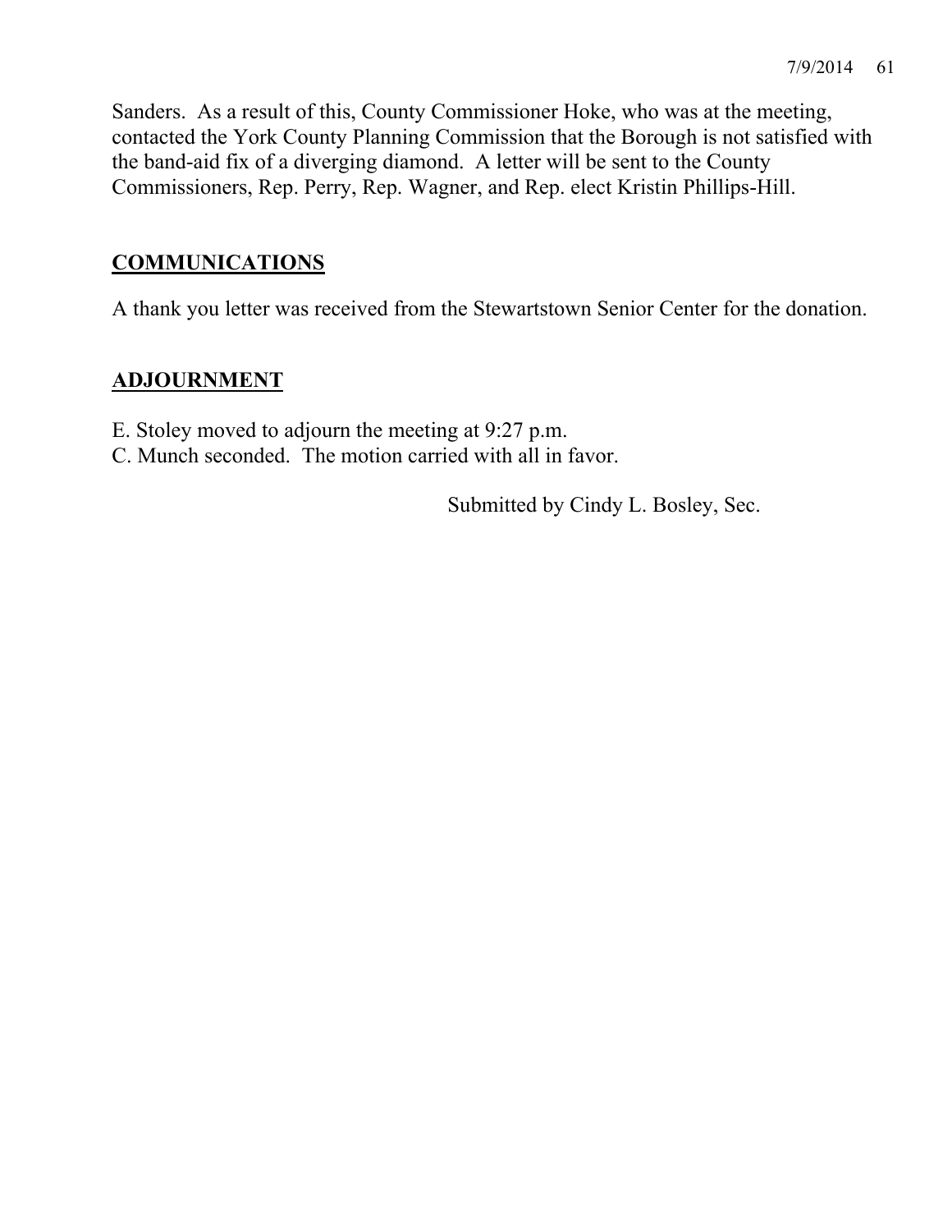Sanders. As a result of this, County Commissioner Hoke, who was at the meeting, contacted the York County Planning Commission that the Borough is not satisfied with the band-aid fix of a diverging diamond. A letter will be sent to the County Commissioners, Rep. Perry, Rep. Wagner, and Rep. elect Kristin Phillips-Hill.

## COMMUNICATIONS

A thank you letter was received from the Stewartstown Senior Center for the donation.

## ADJOURNMENT

E. Stoley moved to adjourn the meeting at 9:27 p.m.
C. Munch seconded. The motion carried with all in favor.

Submitted by Cindy L. Bosley, Sec.